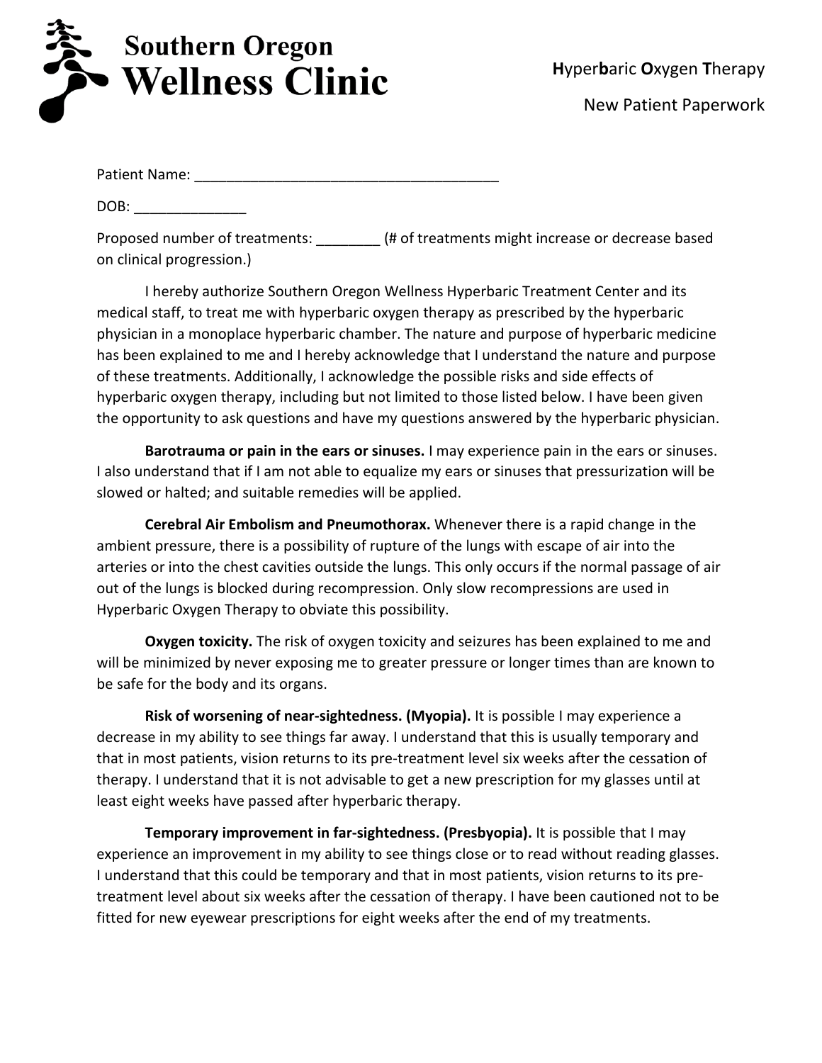# Southern Oregon Wellness Clinic

**H**yper**b**aric **O**xygen **T**herapy

New Patient Paperwork

Patient Name: ______________________________________

DOB: ______________

Proposed number of treatments: ________ (# of treatments might increase or decrease based on clinical progression.)

I hereby authorize Southern Oregon Wellness Hyperbaric Treatment Center and its medical staff, to treat me with hyperbaric oxygen therapy as prescribed by the hyperbaric physician in a monoplace hyperbaric chamber. The nature and purpose of hyperbaric medicine has been explained to me and I hereby acknowledge that I understand the nature and purpose of these treatments. Additionally, I acknowledge the possible risks and side effects of hyperbaric oxygen therapy, including but not limited to those listed below. I have been given the opportunity to ask questions and have my questions answered by the hyperbaric physician.

**Barotrauma or pain in the ears or sinuses.** I may experience pain in the ears or sinuses. I also understand that if I am not able to equalize my ears or sinuses that pressurization will be slowed or halted; and suitable remedies will be applied.

**Cerebral Air Embolism and Pneumothorax.** Whenever there is a rapid change in the ambient pressure, there is a possibility of rupture of the lungs with escape of air into the arteries or into the chest cavities outside the lungs. This only occurs if the normal passage of air out of the lungs is blocked during recompression. Only slow recompressions are used in Hyperbaric Oxygen Therapy to obviate this possibility.

**Oxygen toxicity.** The risk of oxygen toxicity and seizures has been explained to me and will be minimized by never exposing me to greater pressure or longer times than are known to be safe for the body and its organs.

**Risk of worsening of near-sightedness. (Myopia).** It is possible I may experience a decrease in my ability to see things far away. I understand that this is usually temporary and that in most patients, vision returns to its pre-treatment level six weeks after the cessation of therapy. I understand that it is not advisable to get a new prescription for my glasses until at least eight weeks have passed after hyperbaric therapy.

**Temporary improvement in far-sightedness. (Presbyopia).** It is possible that I may experience an improvement in my ability to see things close or to read without reading glasses. I understand that this could be temporary and that in most patients, vision returns to its pre-treatment level about six weeks after the cessation of therapy. I have been cautioned not to be fitted for new eyewear prescriptions for eight weeks after the end of my treatments.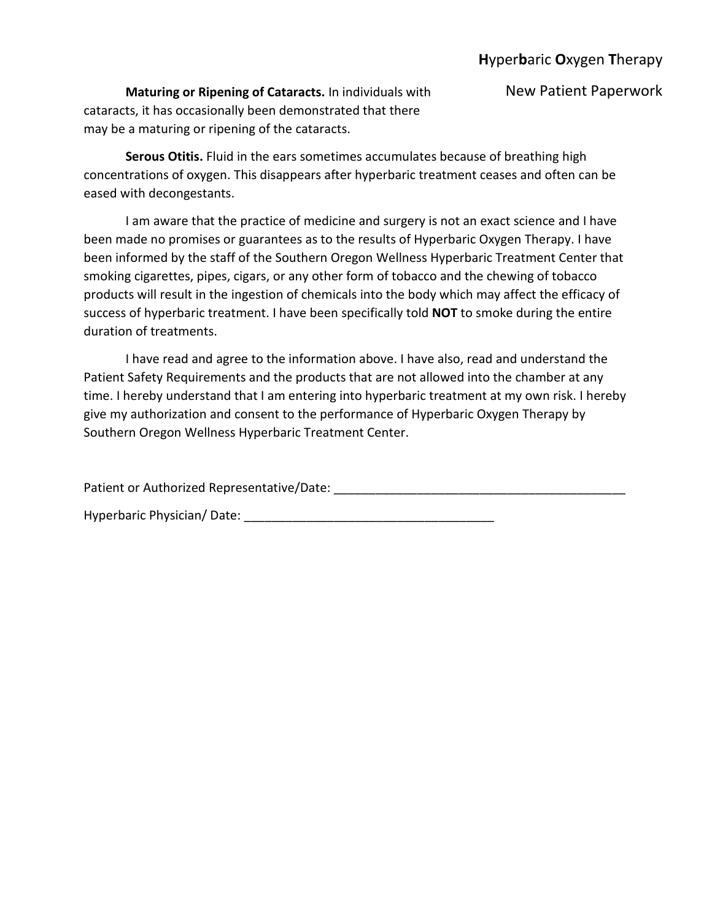**Maturing or Ripening of Cataracts.** In individuals with cataracts, it has occasionally been demonstrated that there may be a maturing or ripening of the cataracts.

**Serous Otitis.** Fluid in the ears sometimes accumulates because of breathing high concentrations of oxygen. This disappears after hyperbaric treatment ceases and often can be eased with decongestants.

I am aware that the practice of medicine and surgery is not an exact science and I have been made no promises or guarantees as to the results of Hyperbaric Oxygen Therapy. I have been informed by the staff of the Southern Oregon Wellness Hyperbaric Treatment Center that smoking cigarettes, pipes, cigars, or any other form of tobacco and the chewing of tobacco products will result in the ingestion of chemicals into the body which may affect the efficacy of success of hyperbaric treatment. I have been specifically told **NOT** to smoke during the entire duration of treatments.

I have read and agree to the information above. I have also, read and understand the Patient Safety Requirements and the products that are not allowed into the chamber at any time. I hereby understand that I am entering into hyperbaric treatment at my own risk. I hereby give my authorization and consent to the performance of Hyperbaric Oxygen Therapy by Southern Oregon Wellness Hyperbaric Treatment Center.

Patient or Authorized Representative/Date: ___________________________________________

Hyperbaric Physician/ Date: ____________________________________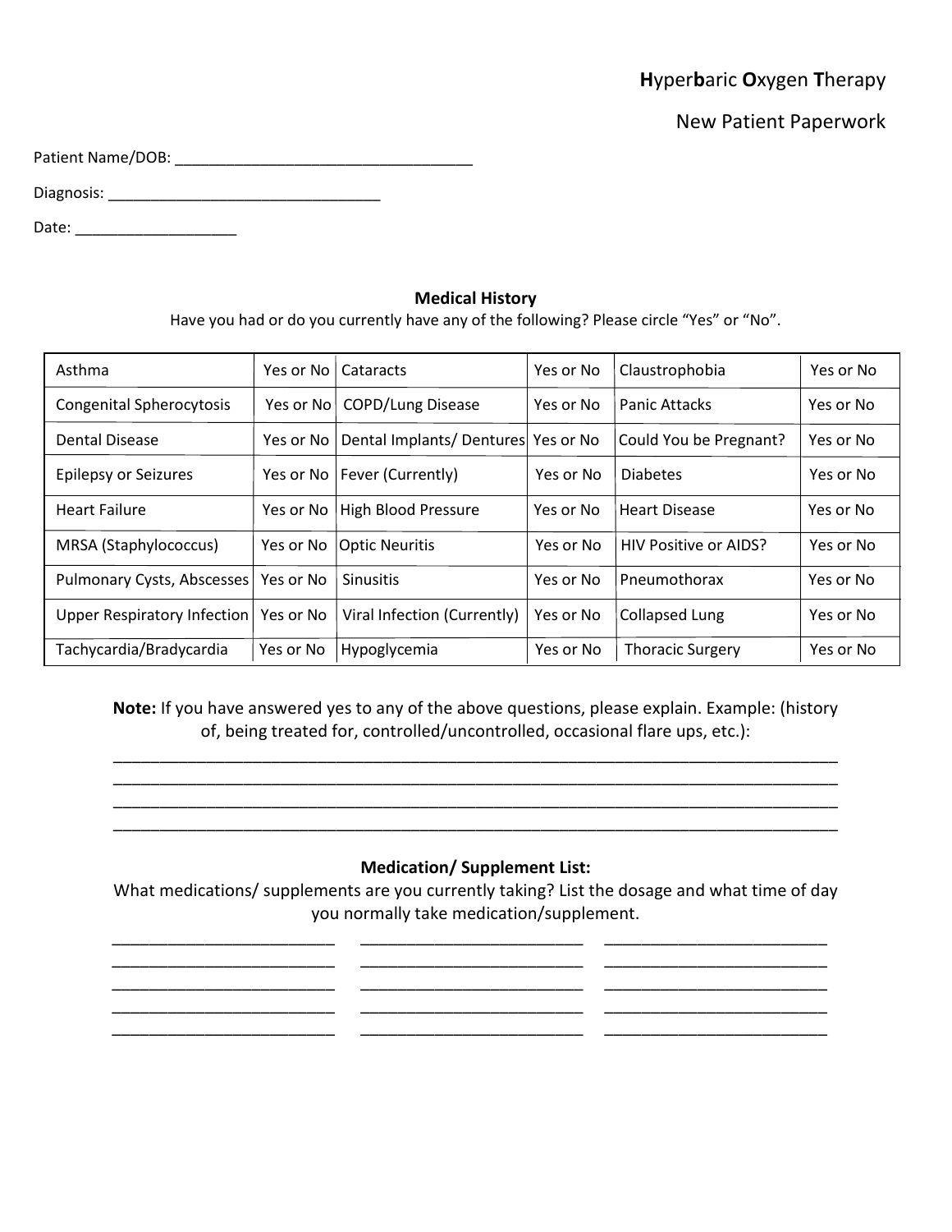**H**yper**b**aric **O**xygen **T**herapy

New Patient Paperwork

Patient Name/DOB: ___________________________________

Diagnosis: ________________________________

Date: ___________________

**Medical History**

Have you had or do you currently have any of the following? Please circle “Yes” or “No”.

| | | | | | |
|---|---|---|---|---|---|
| Asthma | Yes or No | Cataracts | Yes or No | Claustrophobia | Yes or No |
| Congenital Spherocytosis | Yes or No | COPD/Lung Disease | Yes or No | Panic Attacks | Yes or No |
| Dental Disease | Yes or No | Dental Implants/ Dentures | Yes or No | Could You be Pregnant? | Yes or No |
| Epilepsy or Seizures | Yes or No | Fever (Currently) | Yes or No | Diabetes | Yes or No |
| Heart Failure | Yes or No | High Blood Pressure | Yes or No | Heart Disease | Yes or No |
| MRSA (Staphylococcus) | Yes or No | Optic Neuritis | Yes or No | HIV Positive or AIDS? | Yes or No |
| Pulmonary Cysts, Abscesses | Yes or No | Sinusitis | Yes or No | Pneumothorax | Yes or No |
| Upper Respiratory Infection | Yes or No | Viral Infection (Currently) | Yes or No | Collapsed Lung | Yes or No |
| Tachycardia/Bradycardia | Yes or No | Hypoglycemia | Yes or No | Thoracic Surgery | Yes or No |

**Note:** If you have answered yes to any of the above questions, please explain. Example: (history of, being treated for, controlled/uncontrolled, occasional flare ups, etc.):

_______________________________________________________________________________
_______________________________________________________________________________
_______________________________________________________________________________
_______________________________________________________________________________

**Medication/ Supplement List:**

What medications/ supplements are you currently taking? List the dosage and what time of day you normally take medication/supplement.

_________________________ _________________________ _________________________
_________________________ _________________________ _________________________
_________________________ _________________________ _________________________
_________________________ _________________________ _________________________
_________________________ _________________________ _________________________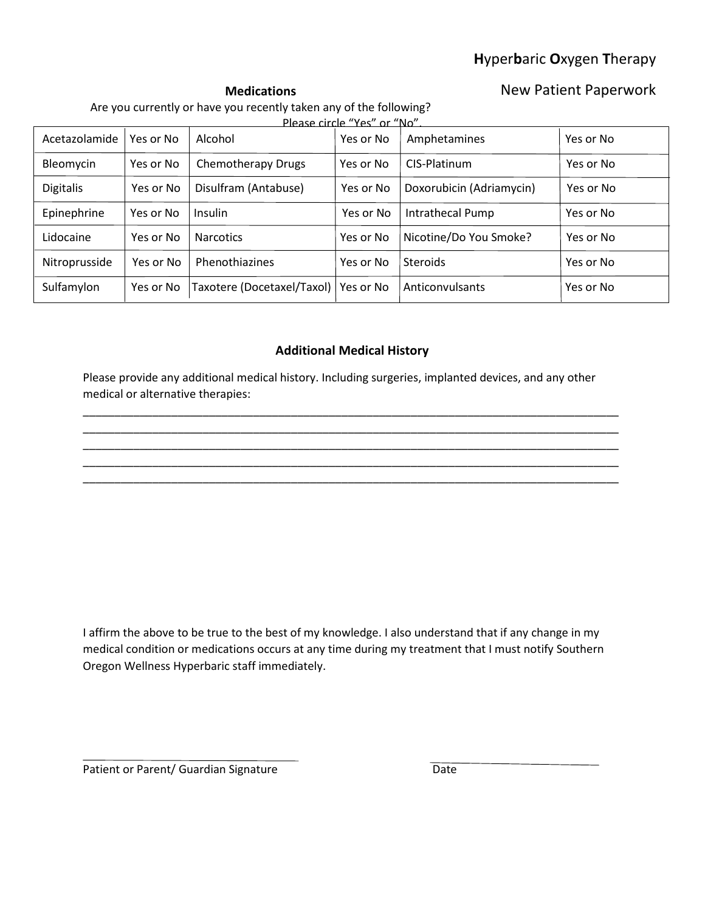**H**yper**b**aric **O**xygen **T**herapy

New Patient Paperwork

## Medications

Are you currently or have you recently taken any of the following?

Please circle "Yes" or "No".

| | | | | | |
|---|---|---|---|---|---|
| Acetazolamide | Yes or No | Alcohol | Yes or No | Amphetamines | Yes or No |
| Bleomycin | Yes or No | Chemotherapy Drugs | Yes or No | CIS-Platinum | Yes or No |
| Digitalis | Yes or No | Disulfram (Antabuse) | Yes or No | Doxorubicin (Adriamycin) | Yes or No |
| Epinephrine | Yes or No | Insulin | Yes or No | Intrathecal Pump | Yes or No |
| Lidocaine | Yes or No | Narcotics | Yes or No | Nicotine/Do You Smoke? | Yes or No |
| Nitroprusside | Yes or No | Phenothiazines | Yes or No | Steroids | Yes or No |
| Sulfamylon | Yes or No | Taxotere (Docetaxel/Taxol) | Yes or No | Anticonvulsants | Yes or No |

## Additional Medical History

Please provide any additional medical history. Including surgeries, implanted devices, and any other medical or alternative therapies:

______________________________________________________________________________________

______________________________________________________________________________________

______________________________________________________________________________________

______________________________________________________________________________________

______________________________________________________________________________________

I affirm the above to be true to the best of my knowledge. I also understand that if any change in my medical condition or medications occurs at any time during my treatment that I must notify Southern Oregon Wellness Hyperbaric staff immediately.

______________________________ ______________________________

Patient or Parent/ Guardian Signature Date